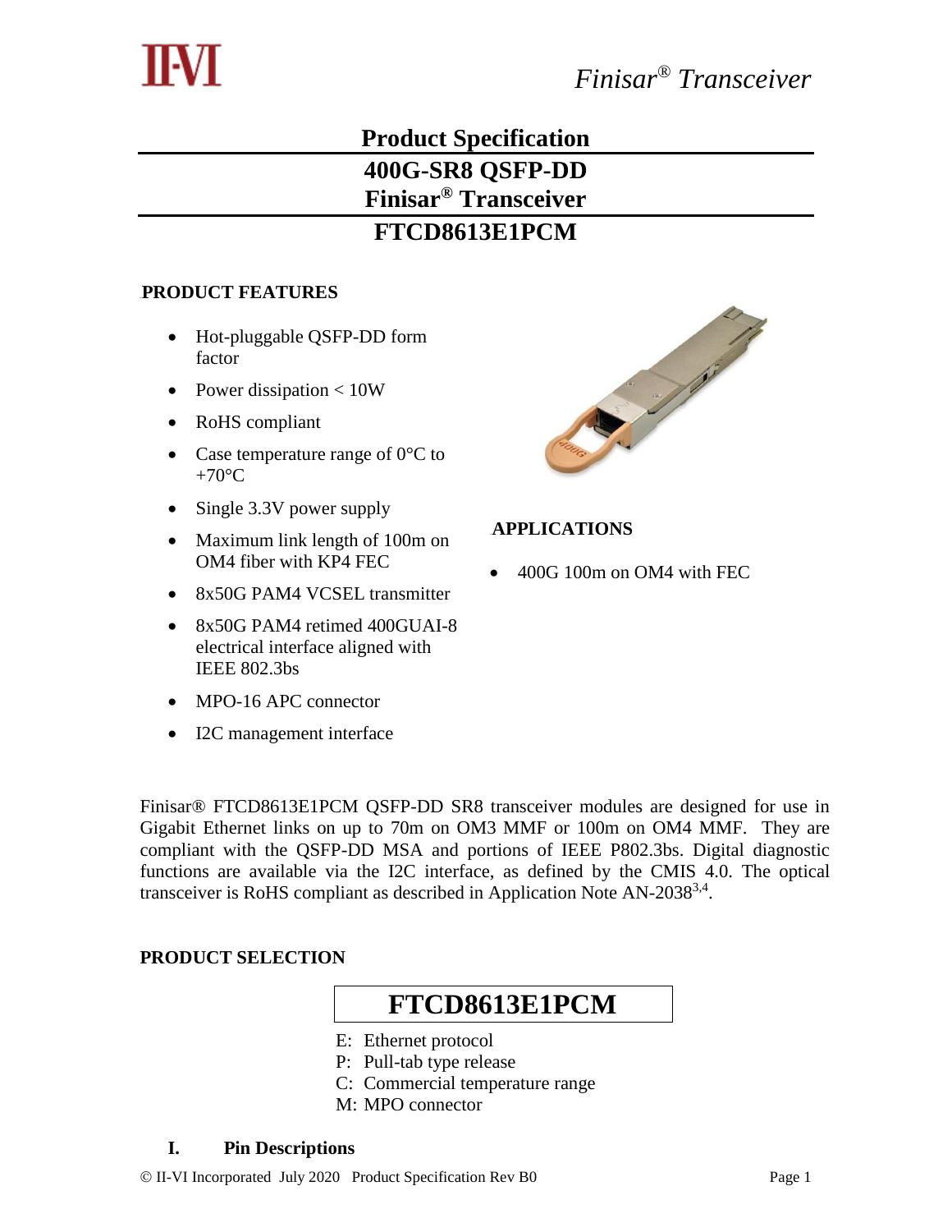# Product Specification

# 400G-SR8 QSFP-DD Finisar® Transceiver

# FTCD8613E1PCM

## PRODUCT FEATURES

- Hot-pluggable QSFP-DD form factor
- Power dissipation < 10W
- RoHS compliant
- Case temperature range of 0°C to +70°C
- Single 3.3V power supply
- Maximum link length of 100m on OM4 fiber with KP4 FEC
- 8x50G PAM4 VCSEL transmitter
- 8x50G PAM4 retimed 400GUAI-8 electrical interface aligned with IEEE 802.3bs
- MPO-16 APC connector
- I2C management interface

## APPLICATIONS

- 400G 100m on OM4 with FEC

Finisar® FTCD8613E1PCM QSFP-DD SR8 transceiver modules are designed for use in Gigabit Ethernet links on up to 70m on OM3 MMF or 100m on OM4 MMF. They are compliant with the QSFP-DD MSA and portions of IEEE P802.3bs. Digital diagnostic functions are available via the I2C interface, as defined by the CMIS 4.0. The optical transceiver is RoHS compliant as described in Application Note AN-2038[3,4].

## PRODUCT SELECTION

**FTCD8613E1PCM**

E: Ethernet protocol
P: Pull-tab type release
C: Commercial temperature range
M: MPO connector

## I. Pin Descriptions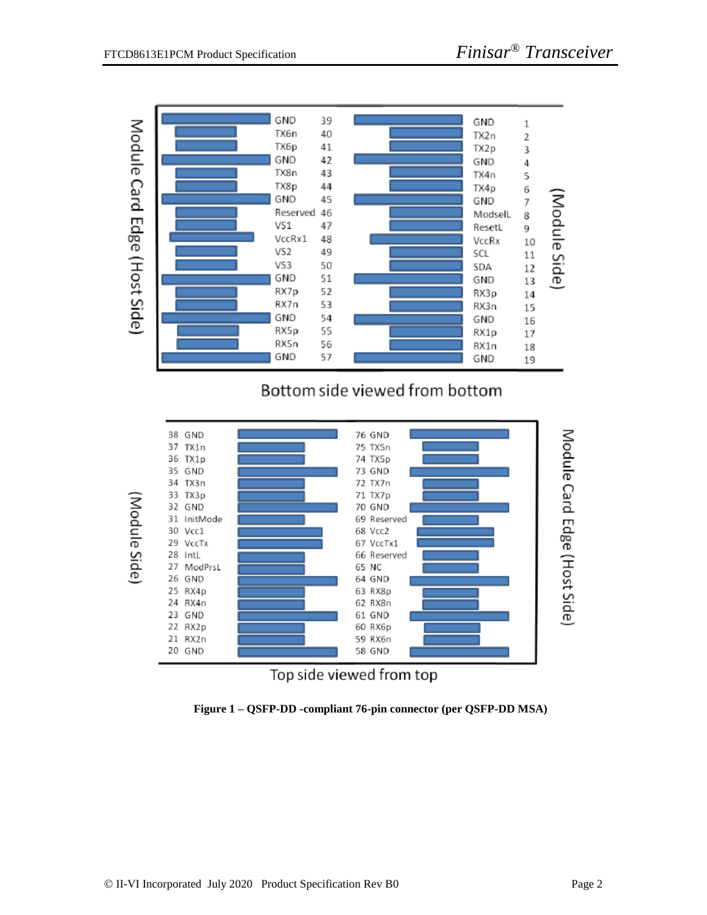Module Card Edge (Host Side)

| Pin | Signal | Pin | Signal |
|---|---|---|---|
| 39 | GND | 1 | GND |
| 40 | TX6n | 2 | TX2n |
| 41 | TX6p | 3 | TX2p |
| 42 | GND | 4 | GND |
| 43 | TX8n | 5 | TX4n |
| 44 | TX8p | 6 | TX4p |
| 45 | GND | 7 | GND |
| 46 | Reserved | 8 | ModselL |
| 47 | VS1 | 9 | ResetL |
| 48 | VccRx1 | 10 | VccRx |
| 49 | VS2 | 11 | SCL |
| 50 | VS3 | 12 | SDA |
| 51 | GND | 13 | GND |
| 52 | RX7p | 14 | RX3p |
| 53 | RX7n | 15 | RX3n |
| 54 | GND | 16 | GND |
| 55 | RX5p | 17 | RX1p |
| 56 | RX5n | 18 | RX1n |
| 57 | GND | 19 | GND |

(Module Side)

Bottom side viewed from bottom

(Module Side)

| Pin | Signal | Pin | Signal |
|---|---|---|---|
| 38 | GND | 76 | GND |
| 37 | TX1n | 75 | TX5n |
| 36 | TX1p | 74 | TX5p |
| 35 | GND | 73 | GND |
| 34 | TX3n | 72 | TX7n |
| 33 | TX3p | 71 | TX7p |
| 32 | GND | 70 | GND |
| 31 | InitMode | 69 | Reserved |
| 30 | Vcc1 | 68 | Vcc2 |
| 29 | VccTx | 67 | VccTx1 |
| 28 | IntL | 66 | Reserved |
| 27 | ModPrsL | 65 | NC |
| 26 | GND | 64 | GND |
| 25 | RX4p | 63 | RX8p |
| 24 | RX4n | 62 | RX8n |
| 23 | GND | 61 | GND |
| 22 | RX2p | 60 | RX6p |
| 21 | RX2n | 59 | RX6n |
| 20 | GND | 58 | GND |

Module Card Edge (Host Side)

Top side viewed from top

**Figure 1 – QSFP-DD -compliant 76-pin connector (per QSFP-DD MSA)**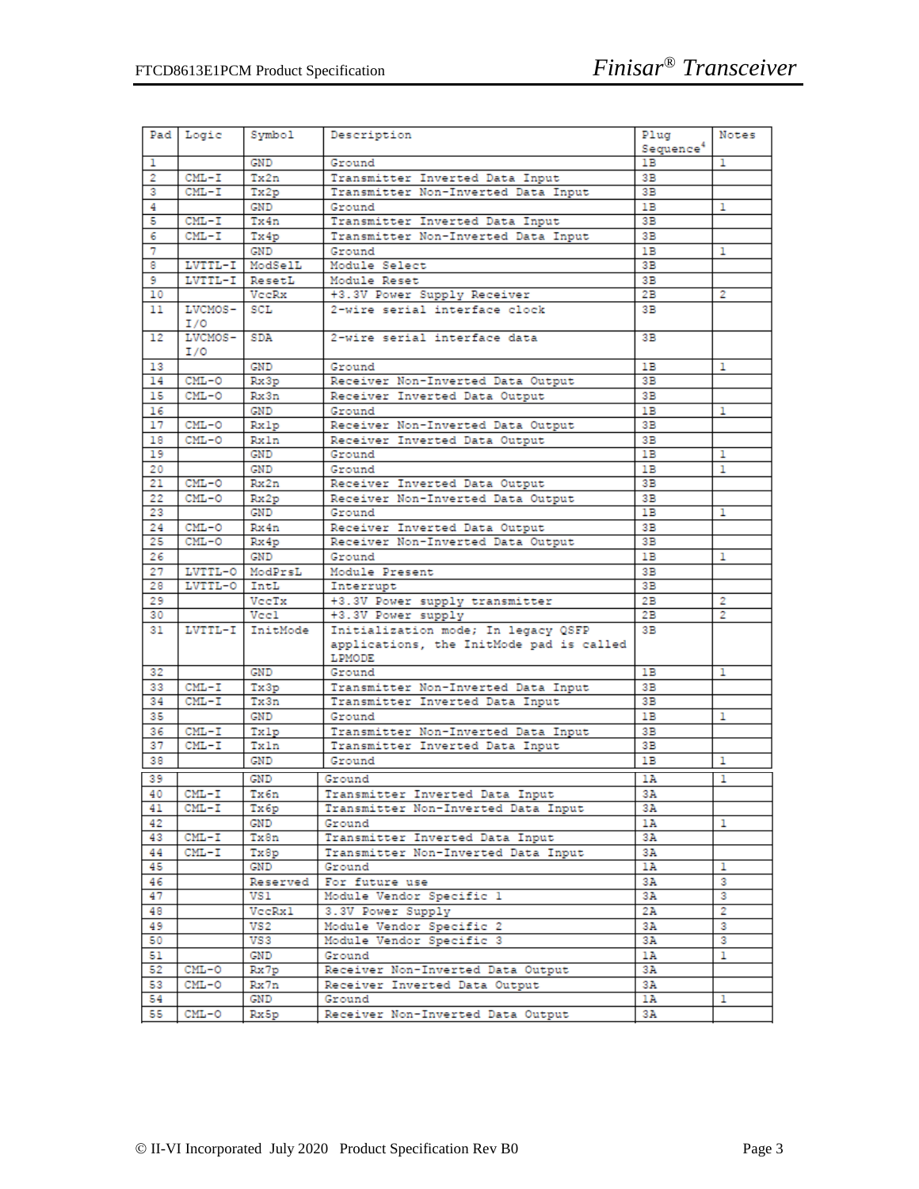| Pad | Logic | Symbol | Description | Plug Sequence[4] | Notes |
|---|---|---|---|---|---|
| 1 | | GND | Ground | 1B | 1 |
| 2 | CML-I | Tx2n | Transmitter Inverted Data Input | 3B | |
| 3 | CML-I | Tx2p | Transmitter Non-Inverted Data Input | 3B | |
| 4 | | GND | Ground | 1B | 1 |
| 5 | CML-I | Tx4n | Transmitter Inverted Data Input | 3B | |
| 6 | CML-I | Tx4p | Transmitter Non-Inverted Data Input | 3B | |
| 7 | | GND | Ground | 1B | 1 |
| 8 | LVTTL-I | ModSelL | Module Select | 3B | |
| 9 | LVTTL-I | ResetL | Module Reset | 3B | |
| 10 | | VccRx | +3.3V Power Supply Receiver | 2B | 2 |
| 11 | LVCMOS-I/O | SCL | 2-wire serial interface clock | 3B | |
| 12 | LVCMOS-I/O | SDA | 2-wire serial interface data | 3B | |
| 13 | | GND | Ground | 1B | 1 |
| 14 | CML-O | Rx3p | Receiver Non-Inverted Data Output | 3B | |
| 15 | CML-O | Rx3n | Receiver Inverted Data Output | 3B | |
| 16 | | GND | Ground | 1B | 1 |
| 17 | CML-O | Rx1p | Receiver Non-Inverted Data Output | 3B | |
| 18 | CML-O | Rx1n | Receiver Inverted Data Output | 3B | |
| 19 | | GND | Ground | 1B | 1 |
| 20 | | GND | Ground | 1B | 1 |
| 21 | CML-O | Rx2n | Receiver Inverted Data Output | 3B | |
| 22 | CML-O | Rx2p | Receiver Non-Inverted Data Output | 3B | |
| 23 | | GND | Ground | 1B | 1 |
| 24 | CML-O | Rx4n | Receiver Inverted Data Output | 3B | |
| 25 | CML-O | Rx4p | Receiver Non-Inverted Data Output | 3B | |
| 26 | | GND | Ground | 1B | 1 |
| 27 | LVTTL-O | ModPrsL | Module Present | 3B | |
| 28 | LVTTL-O | IntL | Interrupt | 3B | |
| 29 | | VccTx | +3.3V Power supply transmitter | 2B | 2 |
| 30 | | Vcc1 | +3.3V Power supply | 2B | 2 |
| 31 | LVTTL-I | InitMode | Initialization mode; In legacy QSFP applications, the InitMode pad is called LPMODE | 3B | |
| 32 | | GND | Ground | 1B | 1 |
| 33 | CML-I | Tx3p | Transmitter Non-Inverted Data Input | 3B | |
| 34 | CML-I | Tx3n | Transmitter Inverted Data Input | 3B | |
| 35 | | GND | Ground | 1B | 1 |
| 36 | CML-I | Tx1p | Transmitter Non-Inverted Data Input | 3B | |
| 37 | CML-I | Tx1n | Transmitter Inverted Data Input | 3B | |
| 38 | | GND | Ground | 1B | 1 |
| 39 | | GND | Ground | 1A | 1 |
| 40 | CML-I | Tx6n | Transmitter Inverted Data Input | 3A | |
| 41 | CML-I | Tx6p | Transmitter Non-Inverted Data Input | 3A | |
| 42 | | GND | Ground | 1A | 1 |
| 43 | CML-I | Tx8n | Transmitter Inverted Data Input | 3A | |
| 44 | CML-I | Tx8p | Transmitter Non-Inverted Data Input | 3A | |
| 45 | | GND | Ground | 1A | 1 |
| 46 | | Reserved | For future use | 3A | 3 |
| 47 | | VS1 | Module Vendor Specific 1 | 3A | 3 |
| 48 | | VccRx1 | 3.3V Power Supply | 2A | 2 |
| 49 | | VS2 | Module Vendor Specific 2 | 3A | 3 |
| 50 | | VS3 | Module Vendor Specific 3 | 3A | 3 |
| 51 | | GND | Ground | 1A | 1 |
| 52 | CML-O | Rx7p | Receiver Non-Inverted Data Output | 3A | |
| 53 | CML-O | Rx7n | Receiver Inverted Data Output | 3A | |
| 54 | | GND | Ground | 1A | 1 |
| 55 | CML-O | Rx5p | Receiver Non-Inverted Data Output | 3A | |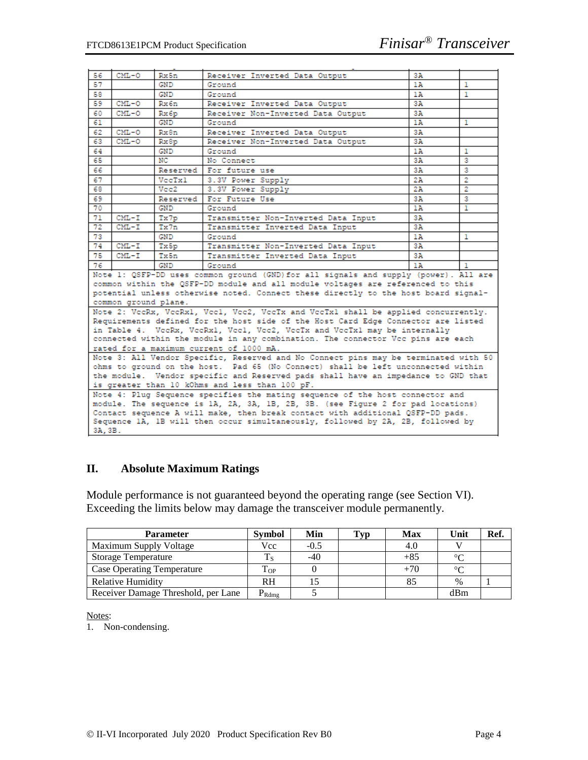| 56 | CML-O | Rx5n | Receiver Inverted Data Output | 3A | |
|---|---|---|---|---|---|
| 57 | | GND | Ground | 1A | 1 |
| 58 | | GND | Ground | 1A | 1 |
| 59 | CML-O | Rx6n | Receiver Inverted Data Output | 3A | |
| 60 | CML-O | Rx6p | Receiver Non-Inverted Data Output | 3A | |
| 61 | | GND | Ground | 1A | 1 |
| 62 | CML-O | Rx8n | Receiver Inverted Data Output | 3A | |
| 63 | CML-O | Rx8p | Receiver Non-Inverted Data Output | 3A | |
| 64 | | GND | Ground | 1A | 1 |
| 65 | | NC | No Connect | 3A | 3 |
| 66 | | Reserved | For future use | 3A | 3 |
| 67 | | VccTx1 | 3.3V Power Supply | 2A | 2 |
| 68 | | Vcc2 | 3.3V Power Supply | 2A | 2 |
| 69 | | Reserved | For Future Use | 3A | 3 |
| 70 | | GND | Ground | 1A | 1 |
| 71 | CML-I | Tx7p | Transmitter Non-Inverted Data Input | 3A | |
| 72 | CML-I | Tx7n | Transmitter Inverted Data Input | 3A | |
| 73 | | GND | Ground | 1A | 1 |
| 74 | CML-I | Tx5p | Transmitter Non-Inverted Data Input | 3A | |
| 75 | CML-I | Tx5n | Transmitter Inverted Data Input | 3A | |
| 76 | | GND | Ground | 1A | 1 |

Note 1: QSFP-DD uses common ground (GND) for all signals and supply (power). All are common within the QSFP-DD module and all module voltages are referenced to this potential unless otherwise noted. Connect these directly to the host board signal-common ground plane.

Note 2: VccRx, VccRx1, Vcc1, Vcc2, VccTx and VccTx1 shall be applied concurrently. Requirements defined for the host side of the Host Card Edge Connector are listed in Table 4. VccRx, VccRx1, Vcc1, Vcc2, VccTx and VccTx1 may be internally connected within the module in any combination. The connector Vcc pins are each rated for a maximum current of 1000 mA.

Note 3: All Vendor Specific, Reserved and No Connect pins may be terminated with 50 ohms to ground on the host. Pad 65 (No Connect) shall be left unconnected within the module. Vendor specific and Reserved pads shall have an impedance to GND that is greater than 10 kOhms and less than 100 pF.

Note 4: Plug Sequence specifies the mating sequence of the host connector and module. The sequence is 1A, 2A, 3A, 1B, 2B, 3B. (see Figure 2 for pad locations) Contact sequence A will make, then break contact with additional QSFP-DD pads. Sequence 1A, 1B will then occur simultaneously, followed by 2A, 2B, followed by 3A, 3B.

## II. Absolute Maximum Ratings

Module performance is not guaranteed beyond the operating range (see Section VI). Exceeding the limits below may damage the transceiver module permanently.

| Parameter | Symbol | Min | Typ | Max | Unit | Ref. |
|---|---|---|---|---|---|---|
| Maximum Supply Voltage | Vcc | -0.5 | | 4.0 | V | |
| Storage Temperature | $T_S$ | -40 | | +85 | °C | |
| Case Operating Temperature | $T_{OP}$ | 0 | | +70 | °C | |
| Relative Humidity | RH | 15 | | 85 | % | 1 |
| Receiver Damage Threshold, per Lane | $P_{Rdmg}$ | 5 | | | dBm | |

Notes:

1. Non-condensing.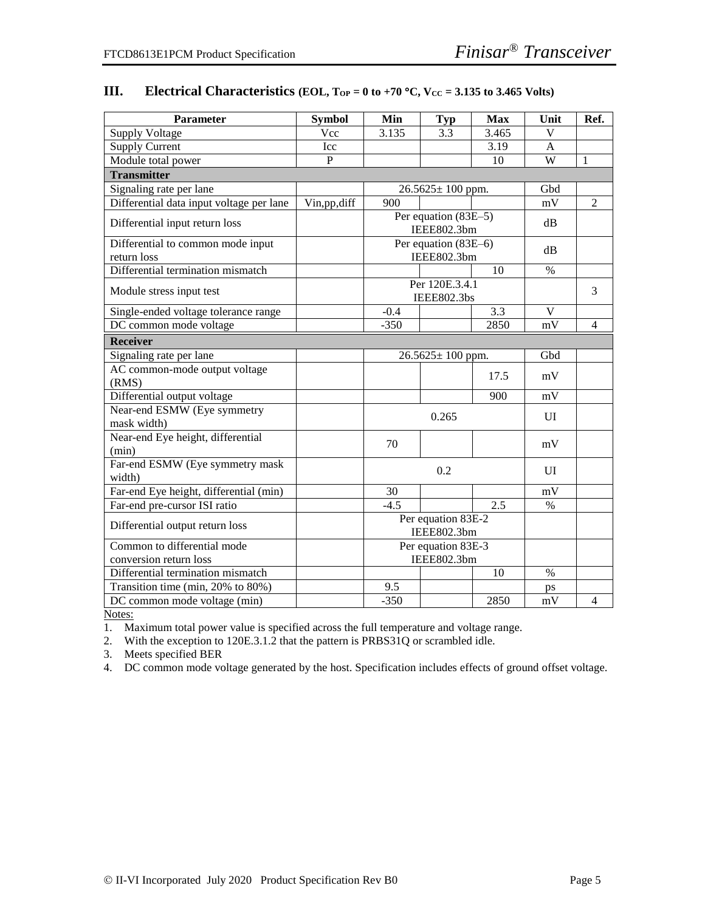## III. Electrical Characteristics (EOL, $T_{OP}$ = 0 to +70 °C, $V_{CC}$ = 3.135 to 3.465 Volts)

| Parameter | Symbol | Min | Typ | Max | Unit | Ref. |
|---|---|---|---|---|---|---|
| Supply Voltage | Vcc | 3.135 | 3.3 | 3.465 | V | |
| Supply Current | Icc | | | 3.19 | A | |
| Module total power | P | | | 10 | W | 1 |
| **Transmitter** | | | | | | |
| Signaling rate per lane | | 26.5625± 100 ppm. | | | Gbd | |
| Differential data input voltage per lane | Vin,pp,diff | 900 | | | mV | 2 |
| Differential input return loss | | Per equation (83E–5) IEEE802.3bm | | | dB | |
| Differential to common mode input return loss | | Per equation (83E–6) IEEE802.3bm | | | dB | |
| Differential termination mismatch | | | | 10 | % | |
| Module stress input test | | Per 120E.3.4.1 IEEE802.3bs | | | | 3 |
| Single-ended voltage tolerance range | | -0.4 | | 3.3 | V | |
| DC common mode voltage | | -350 | | 2850 | mV | 4 |
| **Receiver** | | | | | | |
| Signaling rate per lane | | 26.5625± 100 ppm. | | | Gbd | |
| AC common-mode output voltage (RMS) | | | | 17.5 | mV | |
| Differential output voltage | | | | 900 | mV | |
| Near-end ESMW (Eye symmetry mask width) | | 0.265 | | | UI | |
| Near-end Eye height, differential (min) | | 70 | | | mV | |
| Far-end ESMW (Eye symmetry mask width) | | 0.2 | | | UI | |
| Far-end Eye height, differential (min) | | 30 | | | mV | |
| Far-end pre-cursor ISI ratio | | -4.5 | | 2.5 | % | |
| Differential output return loss | | Per equation 83E-2 IEEE802.3bm | | | | |
| Common to differential mode conversion return loss | | Per equation 83E-3 IEEE802.3bm | | | | |
| Differential termination mismatch | | | | 10 | % | |
| Transition time (min, 20% to 80%) | | 9.5 | | | ps | |
| DC common mode voltage (min) | | -350 | | 2850 | mV | 4 |

Notes:

1. Maximum total power value is specified across the full temperature and voltage range.
2. With the exception to 120E.3.1.2 that the pattern is PRBS31Q or scrambled idle.
3. Meets specified BER
4. DC common mode voltage generated by the host. Specification includes effects of ground offset voltage.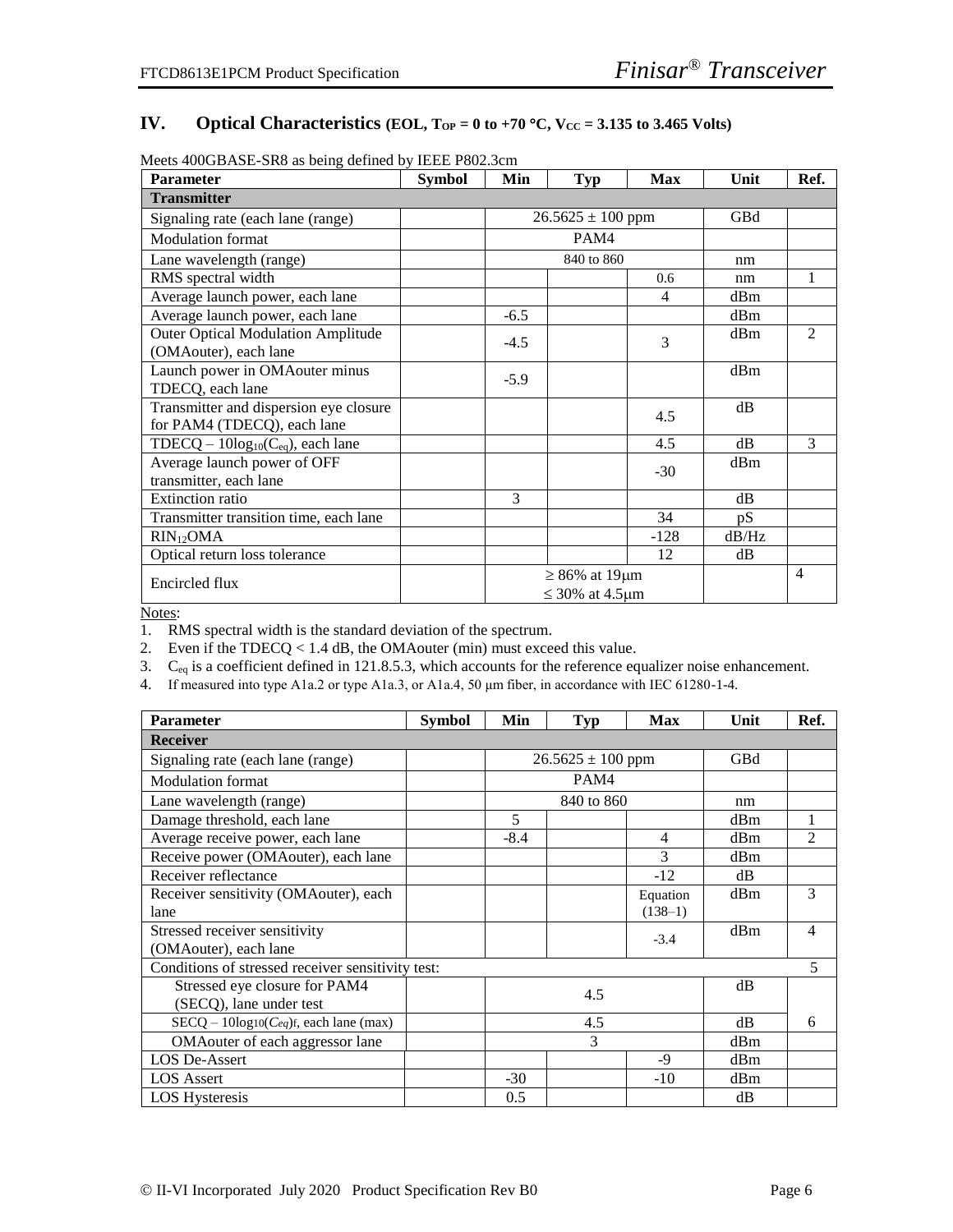## IV. Optical Characteristics (EOL, $T_{OP}$ = 0 to +70 °C, $V_{CC}$ = 3.135 to 3.465 Volts)

Meets 400GBASE-SR8 as being defined by IEEE P802.3cm

| Parameter | Symbol | Min | Typ | Max | Unit | Ref. |
|---|---|---|---|---|---|---|
| **Transmitter** | | | | | | |
| Signaling rate (each lane (range) | | | 26.5625 ± 100 ppm | | GBd | |
| Modulation format | | | PAM4 | | | |
| Lane wavelength (range) | | | 840 to 860 | | nm | |
| RMS spectral width | | | | 0.6 | nm | 1 |
| Average launch power, each lane | | | | 4 | dBm | |
| Average launch power, each lane | | -6.5 | | | dBm | |
| Outer Optical Modulation Amplitude (OMAouter), each lane | | -4.5 | | 3 | dBm | 2 |
| Launch power in OMAouter minus TDECQ, each lane | | -5.9 | | | dBm | |
| Transmitter and dispersion eye closure for PAM4 (TDECQ), each lane | | | | 4.5 | dB | |
| TDECQ – $10\log_{10}(C_{eq})$, each lane | | | | 4.5 | dB | 3 |
| Average launch power of OFF transmitter, each lane | | | | -30 | dBm | |
| Extinction ratio | | 3 | | | dB | |
| Transmitter transition time, each lane | | | | 34 | pS | |
| $RIN_{12}OMA$ | | | | -128 | dB/Hz | |
| Optical return loss tolerance | | | | 12 | dB | |
| Encircled flux | | | ≥ 86% at 19μm<br>≤ 30% at 4.5μm | | | 4 |

Notes:
1. RMS spectral width is the standard deviation of the spectrum.
2. Even if the TDECQ < 1.4 dB, the OMAouter (min) must exceed this value.
3. $C_{eq}$ is a coefficient defined in 121.8.5.3, which accounts for the reference equalizer noise enhancement.
4. If measured into type A1a.2 or type A1a.3, or A1a.4, 50 μm fiber, in accordance with IEC 61280-1-4.

| Parameter | Symbol | Min | Typ | Max | Unit | Ref. |
|---|---|---|---|---|---|---|
| **Receiver** | | | | | | |
| Signaling rate (each lane (range) | | | 26.5625 ± 100 ppm | | GBd | |
| Modulation format | | | PAM4 | | | |
| Lane wavelength (range) | | | 840 to 860 | | nm | |
| Damage threshold, each lane | | 5 | | | dBm | 1 |
| Average receive power, each lane | | -8.4 | | 4 | dBm | 2 |
| Receive power (OMAouter), each lane | | | | 3 | dBm | |
| Receiver reflectance | | | | -12 | dB | |
| Receiver sensitivity (OMAouter), each lane | | | | Equation (138–1) | dBm | 3 |
| Stressed receiver sensitivity (OMAouter), each lane | | | | -3.4 | dBm | 4 |
| Conditions of stressed receiver sensitivity test: | | | | | | 5 |
| Stressed eye closure for PAM4 (SECQ), lane under test | | | 4.5 | | dB | 6 |
| SECQ – $10\log_{10}(C_{eq})$f, each lane (max) | | | 4.5 | | dB | |
| OMAouter of each aggressor lane | | | 3 | | dBm | |
| LOS De-Assert | | | | -9 | dBm | |
| LOS Assert | | -30 | | -10 | dBm | |
| LOS Hysteresis | | 0.5 | | | dB | |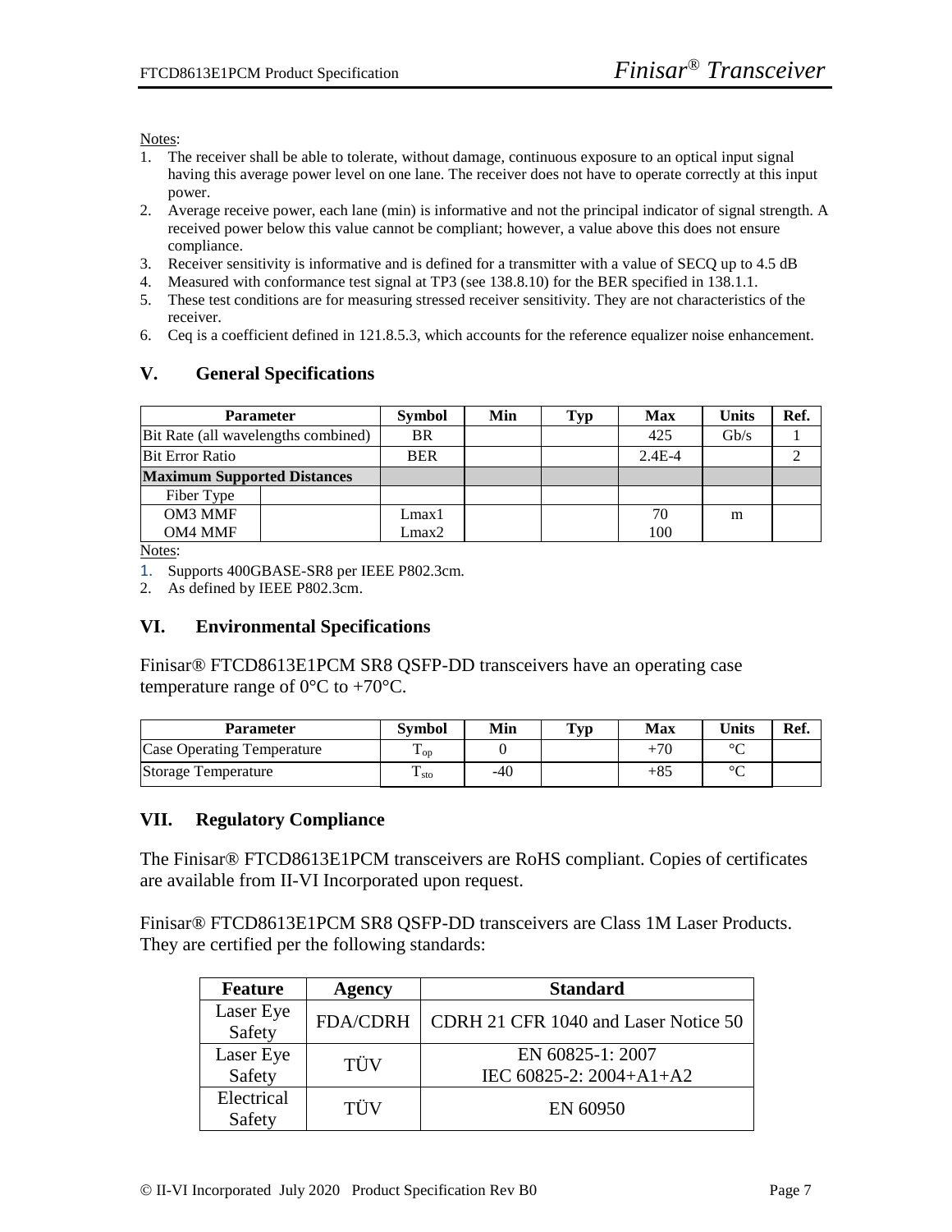Notes:

1. The receiver shall be able to tolerate, without damage, continuous exposure to an optical input signal having this average power level on one lane. The receiver does not have to operate correctly at this input power.
2. Average receive power, each lane (min) is informative and not the principal indicator of signal strength. A received power below this value cannot be compliant; however, a value above this does not ensure compliance.
3. Receiver sensitivity is informative and is defined for a transmitter with a value of SECQ up to 4.5 dB
4. Measured with conformance test signal at TP3 (see 138.8.10) for the BER specified in 138.1.1.
5. These test conditions are for measuring stressed receiver sensitivity. They are not characteristics of the receiver.
6. Ceq is a coefficient defined in 121.8.5.3, which accounts for the reference equalizer noise enhancement.

## V. General Specifications

| Parameter | | Symbol | Min | Typ | Max | Units | Ref. |
|---|---|---|---|---|---|---|---|
| Bit Rate (all wavelengths combined) | | BR | | | 425 | Gb/s | 1 |
| Bit Error Ratio | | BER | | | 2.4E-4 | | 2 |
| **Maximum Supported Distances** | | | | | | | |
| Fiber Type | | | | | | | |
| OM3 MMF | | Lmax1 | | | 70 | m | |
| OM4 MMF | | Lmax2 | | | 100 | | |

Notes:

1. Supports 400GBASE-SR8 per IEEE P802.3cm.
2. As defined by IEEE P802.3cm.

## VI. Environmental Specifications

Finisar® FTCD8613E1PCM SR8 QSFP-DD transceivers have an operating case temperature range of 0°C to +70°C.

| Parameter | Symbol | Min | Typ | Max | Units | Ref. |
|---|---|---|---|---|---|---|
| Case Operating Temperature | $T_{op}$ | 0 | | +70 | °C | |
| Storage Temperature | $T_{sto}$ | -40 | | +85 | °C | |

## VII. Regulatory Compliance

The Finisar® FTCD8613E1PCM transceivers are RoHS compliant. Copies of certificates are available from II-VI Incorporated upon request.

Finisar® FTCD8613E1PCM SR8 QSFP-DD transceivers are Class 1M Laser Products. They are certified per the following standards:

| Feature | Agency | Standard |
|---|---|---|
| Laser Eye Safety | FDA/CDRH | CDRH 21 CFR 1040 and Laser Notice 50 |
| Laser Eye Safety | TÜV | EN 60825-1: 2007<br>IEC 60825-2: 2004+A1+A2 |
| Electrical Safety | TÜV | EN 60950 |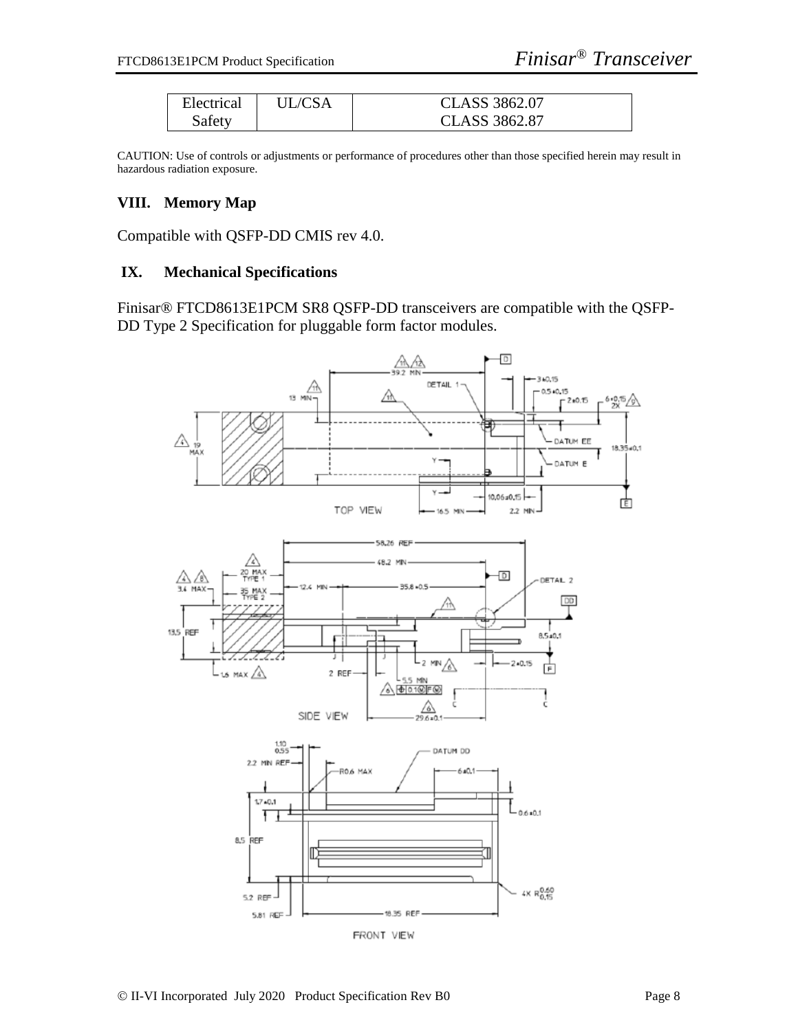| Electrical Safety | UL/CSA | CLASS 3862.07<br>CLASS 3862.87 |
|---|---|---|

CAUTION: Use of controls or adjustments or performance of procedures other than those specified herein may result in hazardous radiation exposure.

## VIII. Memory Map

Compatible with QSFP-DD CMIS rev 4.0.

## IX. Mechanical Specifications

Finisar® FTCD8613E1PCM SR8 QSFP-DD transceivers are compatible with the QSFP-DD Type 2 Specification for pluggable form factor modules.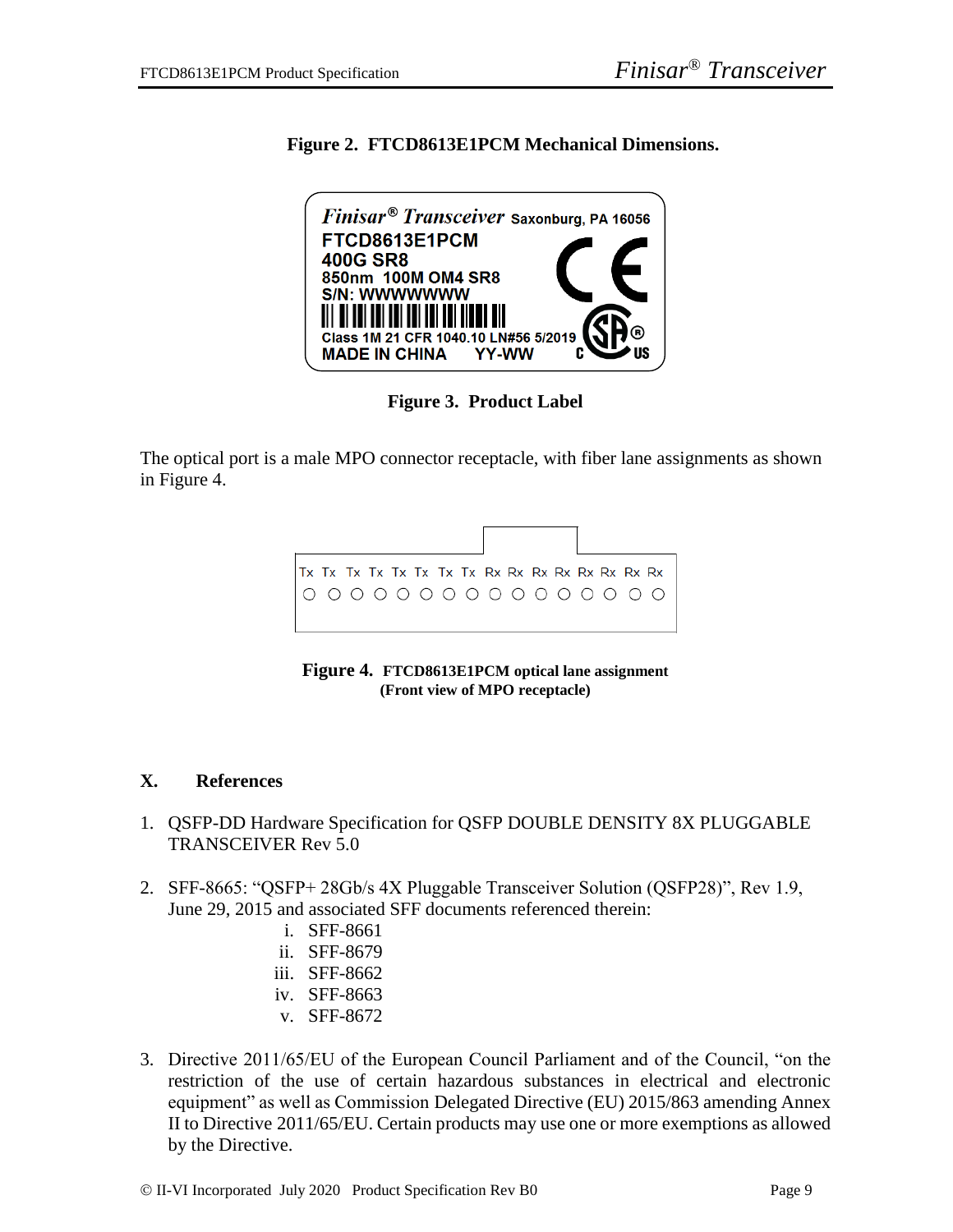**Figure 2. FTCD8613E1PCM Mechanical Dimensions.**

**Figure 3. Product Label**

The optical port is a male MPO connector receptacle, with fiber lane assignments as shown in Figure 4.

**Figure 4. FTCD8613E1PCM optical lane assignment (Front view of MPO receptacle)**

## X. References

1. QSFP-DD Hardware Specification for QSFP DOUBLE DENSITY 8X PLUGGABLE TRANSCEIVER Rev 5.0

2. SFF-8665: "QSFP+ 28Gb/s 4X Pluggable Transceiver Solution (QSFP28)", Rev 1.9, June 29, 2015 and associated SFF documents referenced therein:
   i. SFF-8661
   ii. SFF-8679
   iii. SFF-8662
   iv. SFF-8663
   v. SFF-8672

3. Directive 2011/65/EU of the European Council Parliament and of the Council, "on the restriction of the use of certain hazardous substances in electrical and electronic equipment" as well as Commission Delegated Directive (EU) 2015/863 amending Annex II to Directive 2011/65/EU. Certain products may use one or more exemptions as allowed by the Directive.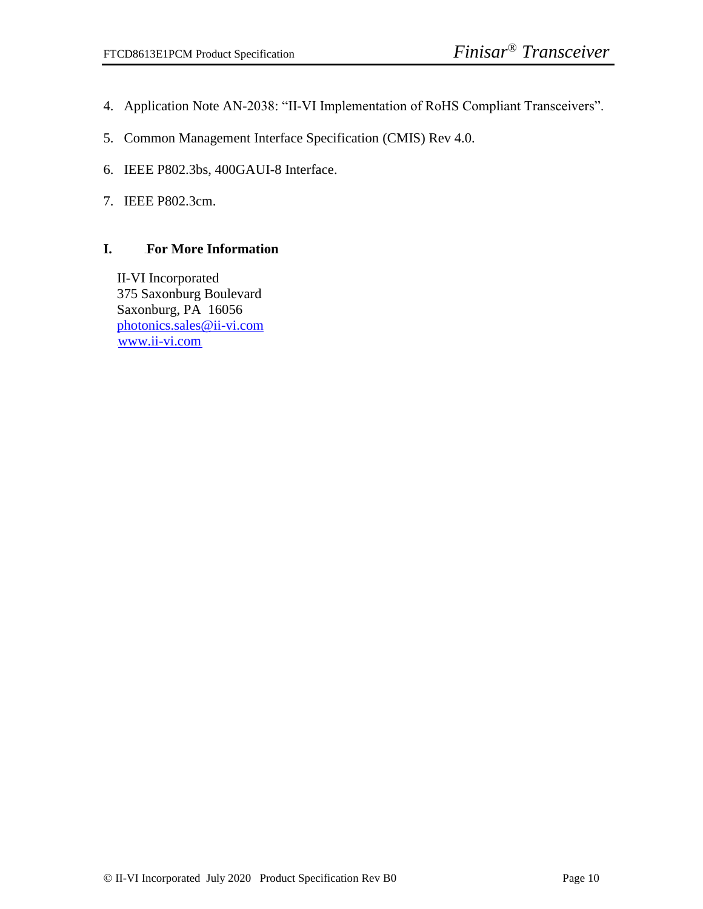4. Application Note AN-2038: "II-VI Implementation of RoHS Compliant Transceivers".
5. Common Management Interface Specification (CMIS) Rev 4.0.
6. IEEE P802.3bs, 400GAUI-8 Interface.
7. IEEE P802.3cm.

## I. For More Information

II-VI Incorporated
375 Saxonburg Boulevard
Saxonburg, PA 16056
photonics.sales@ii-vi.com
www.ii-vi.com